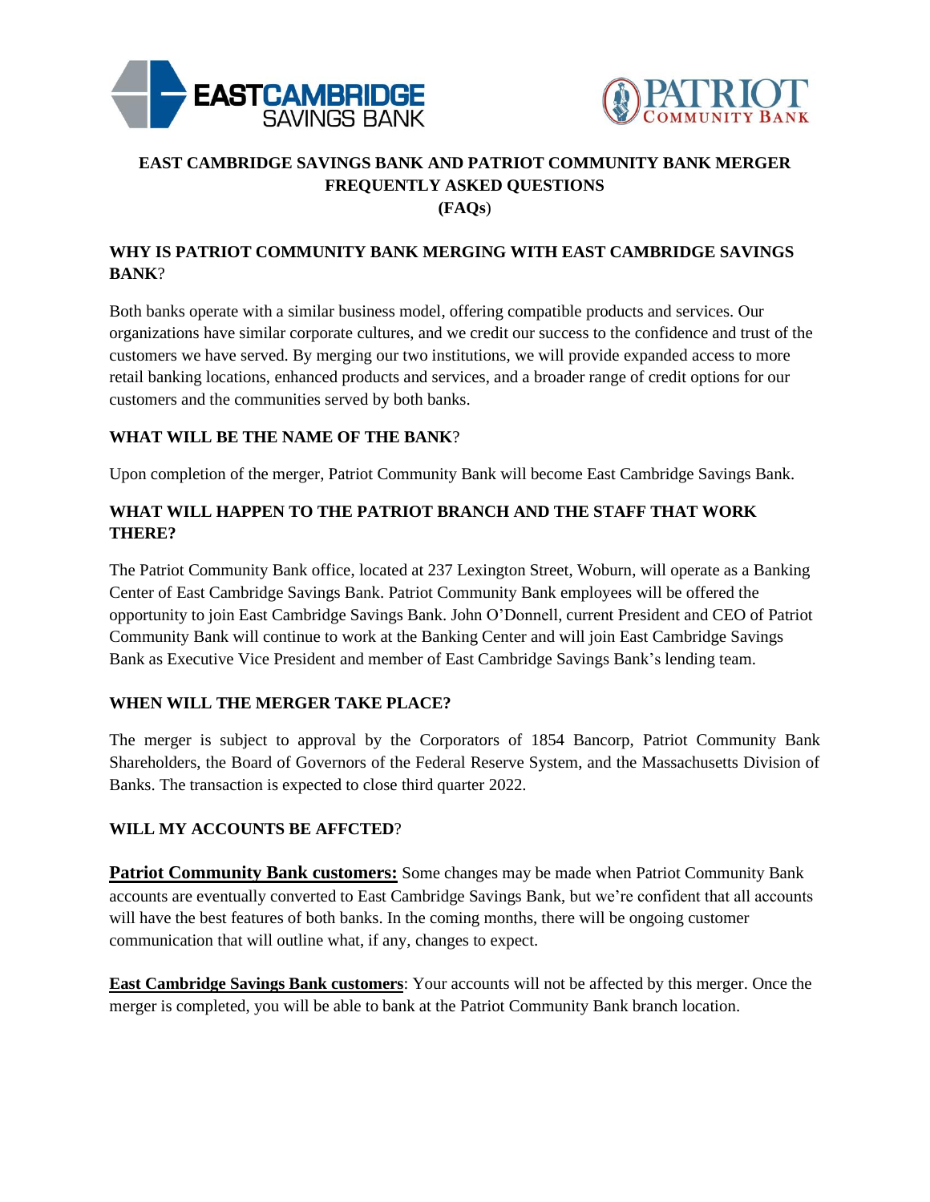# EAST CAMBRIDGE SAVINGS BANK AND PATRIOT COMMUNITY BANK MERGER FREQUENTLY ASKED QUESTIONS (FAQs)

## WHY IS PATRIOT COMMUNITY BANK MERGING WITH EAST CAMBRIDGE SAVINGS BANK?

Both banks operate with a similar business model, offering compatible products and services. Our organizations have similar corporate cultures, and we credit our success to the confidence and trust of the customers we have served. By merging our two institutions, we will provide expanded access to more retail banking locations, enhanced products and services, and a broader range of credit options for our customers and the communities served by both banks.

## WHAT WILL BE THE NAME OF THE BANK?

Upon completion of the merger, Patriot Community Bank will become East Cambridge Savings Bank.

## WHAT WILL HAPPEN TO THE PATRIOT BRANCH AND THE STAFF THAT WORK THERE?

The Patriot Community Bank office, located at 237 Lexington Street, Woburn, will operate as a Banking Center of East Cambridge Savings Bank. Patriot Community Bank employees will be offered the opportunity to join East Cambridge Savings Bank. John O'Donnell, current President and CEO of Patriot Community Bank will continue to work at the Banking Center and will join East Cambridge Savings Bank as Executive Vice President and member of East Cambridge Savings Bank's lending team.

## WHEN WILL THE MERGER TAKE PLACE?

The merger is subject to approval by the Corporators of 1854 Bancorp, Patriot Community Bank Shareholders, the Board of Governors of the Federal Reserve System, and the Massachusetts Division of Banks. The transaction is expected to close third quarter 2022.

## WILL MY ACCOUNTS BE AFFCTED?

**Patriot Community Bank customers:** Some changes may be made when Patriot Community Bank accounts are eventually converted to East Cambridge Savings Bank, but we're confident that all accounts will have the best features of both banks. In the coming months, there will be ongoing customer communication that will outline what, if any, changes to expect.

**East Cambridge Savings Bank customers**: Your accounts will not be affected by this merger. Once the merger is completed, you will be able to bank at the Patriot Community Bank branch location.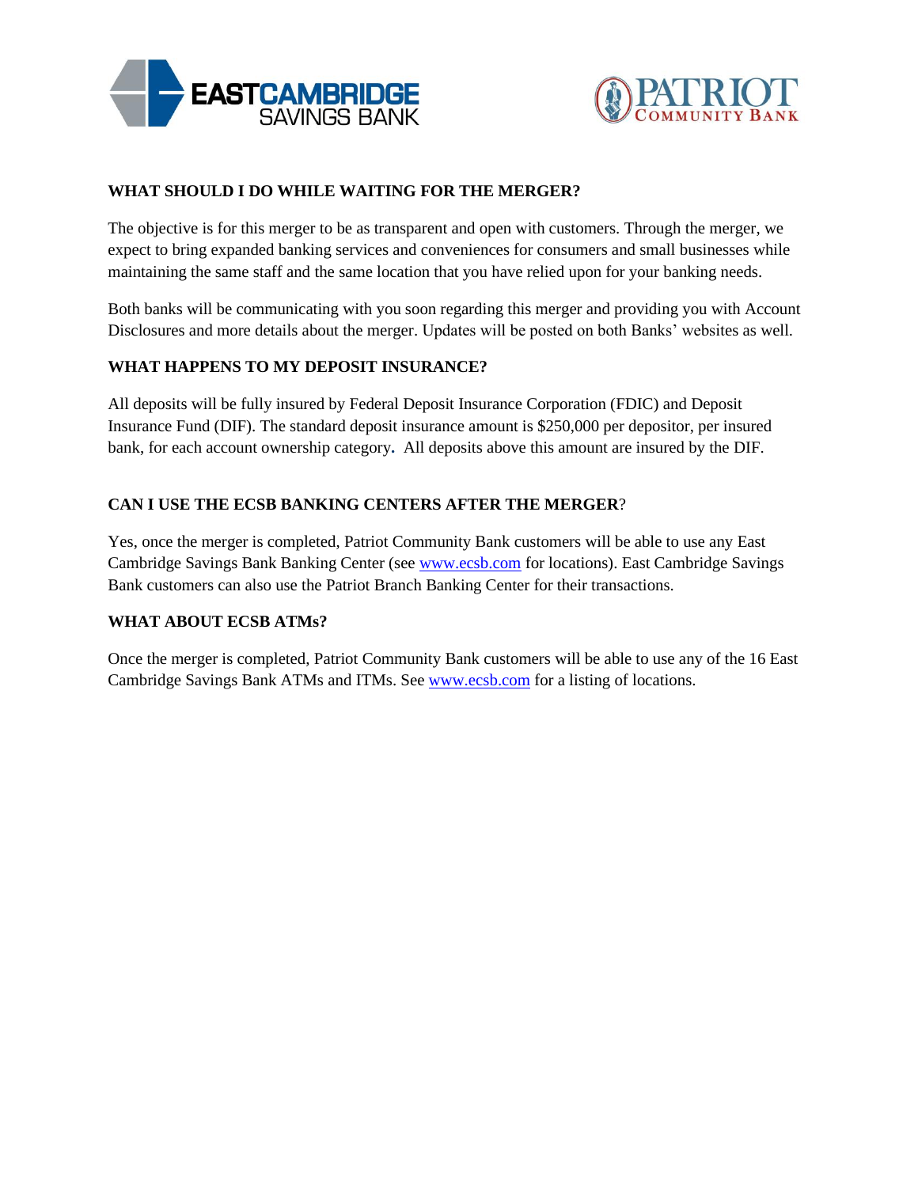**WHAT SHOULD I DO WHILE WAITING FOR THE MERGER?**

The objective is for this merger to be as transparent and open with customers. Through the merger, we expect to bring expanded banking services and conveniences for consumers and small businesses while maintaining the same staff and the same location that you have relied upon for your banking needs.

Both banks will be communicating with you soon regarding this merger and providing you with Account Disclosures and more details about the merger. Updates will be posted on both Banks' websites as well.

**WHAT HAPPENS TO MY DEPOSIT INSURANCE?**

All deposits will be fully insured by Federal Deposit Insurance Corporation (FDIC) and Deposit Insurance Fund (DIF). The standard deposit insurance amount is $250,000 per depositor, per insured bank, for each account ownership category. All deposits above this amount are insured by the DIF.

**CAN I USE THE ECSB BANKING CENTERS AFTER THE MERGER?**

Yes, once the merger is completed, Patriot Community Bank customers will be able to use any East Cambridge Savings Bank Banking Center (see [www.ecsb.com](http://www.ecsb.com) for locations). East Cambridge Savings Bank customers can also use the Patriot Branch Banking Center for their transactions.

**WHAT ABOUT ECSB ATMs?**

Once the merger is completed, Patriot Community Bank customers will be able to use any of the 16 East Cambridge Savings Bank ATMs and ITMs. See [www.ecsb.com](http://www.ecsb.com) for a listing of locations.